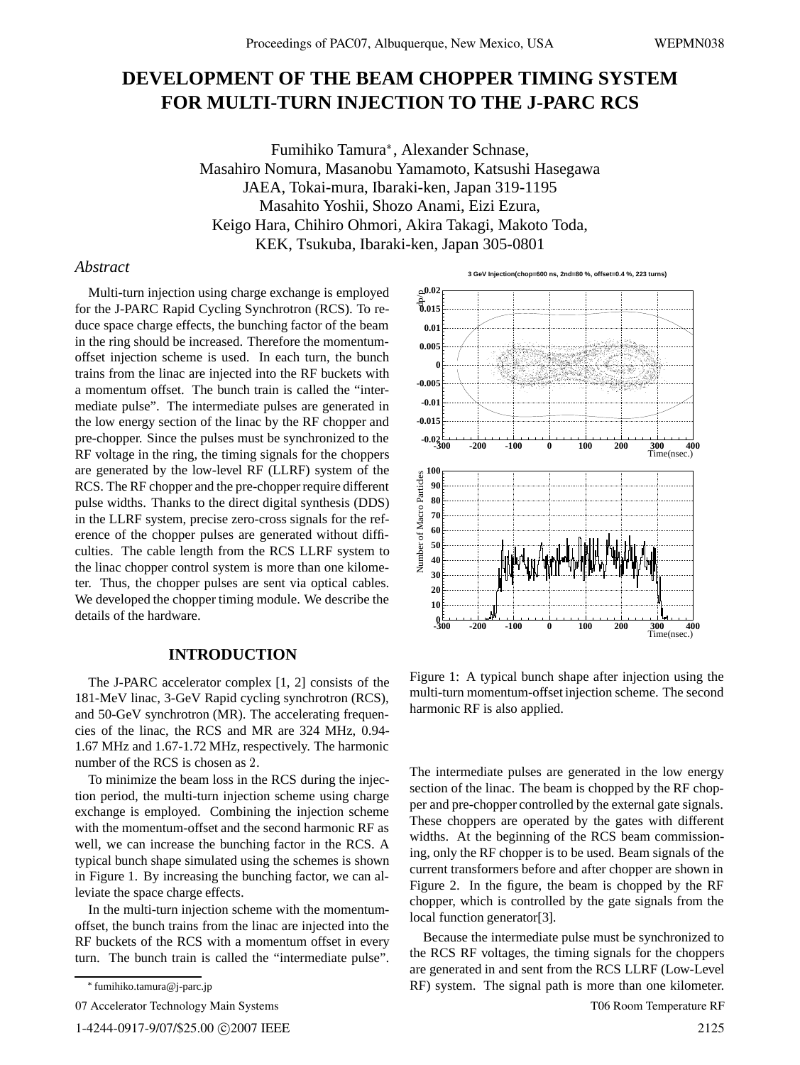# DEVELOPMENT OF THE BEAM CHOPPER TIMING SYSTEM FOR MULTI-TURN INJECTION TO THE J-PARC RCS

Fumihiko Tamura*, Alexander Schnase,
Masahiro Nomura, Masanobu Yamamoto, Katsushi Hasegawa
JAEA, Tokai-mura, Ibaraki-ken, Japan 319-1195
Masahito Yoshii, Shozo Anami, Eizi Ezura,
Keigo Hara, Chihiro Ohmori, Akira Takagi, Makoto Toda,
KEK, Tsukuba, Ibaraki-ken, Japan 305-0801

## *Abstract*

Multi-turn injection using charge exchange is employed for the J-PARC Rapid Cycling Synchrotron (RCS). To reduce space charge effects, the bunching factor of the beam in the ring should be increased. Therefore the momentum-offset injection scheme is used. In each turn, the bunch trains from the linac are injected into the RF buckets with a momentum offset. The bunch train is called the "intermediate pulse". The intermediate pulses are generated in the low energy section of the linac by the RF chopper and pre-chopper. Since the pulses must be synchronized to the RF voltage in the ring, the timing signals for the choppers are generated by the low-level RF (LLRF) system of the RCS. The RF chopper and the pre-chopper require different pulse widths. Thanks to the direct digital synthesis (DDS) in the LLRF system, precise zero-cross signals for the reference of the chopper pulses are generated without difficulties. The cable length from the RCS LLRF system to the linac chopper control system is more than one kilometer. Thus, the chopper pulses are sent via optical cables. We developed the chopper timing module. We describe the details of the hardware.

## INTRODUCTION

The J-PARC accelerator complex [1, 2] consists of the 181-MeV linac, 3-GeV Rapid cycling synchrotron (RCS), and 50-GeV synchrotron (MR). The accelerating frequencies of the linac, the RCS and MR are 324 MHz, 0.94-1.67 MHz and 1.67-1.72 MHz, respectively. The harmonic number of the RCS is chosen as 2.

To minimize the beam loss in the RCS during the injection period, the multi-turn injection scheme using charge exchange is employed. Combining the injection scheme with the momentum-offset and the second harmonic RF as well, we can increase the bunching factor in the RCS. A typical bunch shape simulated using the schemes is shown in Figure 1. By increasing the bunching factor, we can alleviate the space charge effects.

In the multi-turn injection scheme with the momentum-offset, the bunch trains from the linac are injected into the RF buckets of the RCS with a momentum offset in every turn. The bunch train is called the "intermediate pulse".

Figure 1: A typical bunch shape after injection using the multi-turn momentum-offset injection scheme. The second harmonic RF is also applied.

The intermediate pulses are generated in the low energy section of the linac. The beam is chopped by the RF chopper and pre-chopper controlled by the external gate signals. These choppers are operated by the gates with different widths. At the beginning of the RCS beam commissioning, only the RF chopper is to be used. Beam signals of the current transformers before and after chopper are shown in Figure 2. In the figure, the beam is chopped by the RF chopper, which is controlled by the gate signals from the local function generator[3].

Because the intermediate pulse must be synchronized to the RCS RF voltages, the timing signals for the choppers are generated in and sent from the RCS LLRF (Low-Level RF) system. The signal path is more than one kilometer.

* fumihiko.tamura@j-parc.jp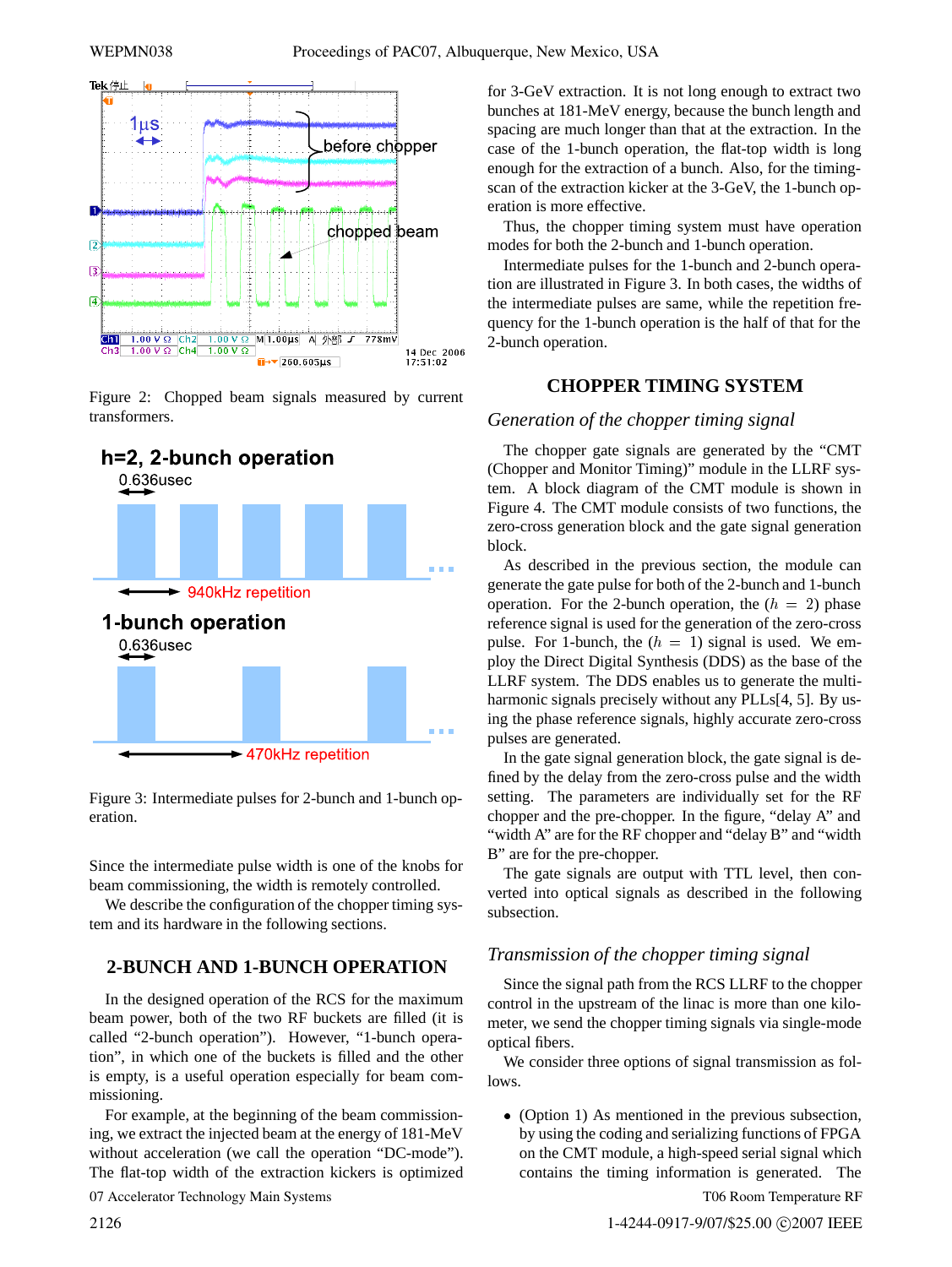Figure 2: Chopped beam signals measured by current transformers.

Figure 3: Intermediate pulses for 2-bunch and 1-bunch operation.

Since the intermediate pulse width is one of the knobs for beam commissioning, the width is remotely controlled.

We describe the configuration of the chopper timing system and its hardware in the following sections.

## 2-BUNCH AND 1-BUNCH OPERATION

In the designed operation of the RCS for the maximum beam power, both of the two RF buckets are filled (it is called "2-bunch operation"). However, "1-bunch operation", in which one of the buckets is filled and the other is empty, is a useful operation especially for beam commissioning.

For example, at the beginning of the beam commissioning, we extract the injected beam at the energy of 181-MeV without acceleration (we call the operation "DC-mode"). The flat-top width of the extraction kickers is optimized for 3-GeV extraction. It is not long enough to extract two bunches at 181-MeV energy, because the bunch length and spacing are much longer than that at the extraction. In the case of the 1-bunch operation, the flat-top width is long enough for the extraction of a bunch. Also, for the timing-scan of the extraction kicker at the 3-GeV, the 1-bunch operation is more effective.

Thus, the chopper timing system must have operation modes for both the 2-bunch and 1-bunch operation.

Intermediate pulses for the 1-bunch and 2-bunch operation are illustrated in Figure 3. In both cases, the widths of the intermediate pulses are same, while the repetition frequency for the 1-bunch operation is the half of that for the 2-bunch operation.

## CHOPPER TIMING SYSTEM

### *Generation of the chopper timing signal*

The chopper gate signals are generated by the "CMT (Chopper and Monitor Timing)" module in the LLRF system. A block diagram of the CMT module is shown in Figure 4. The CMT module consists of two functions, the zero-cross generation block and the gate signal generation block.

As described in the previous section, the module can generate the gate pulse for both of the 2-bunch and 1-bunch operation. For the 2-bunch operation, the $(h = 2)$ phase reference signal is used for the generation of the zero-cross pulse. For 1-bunch, the $(h = 1)$ signal is used. We employ the Direct Digital Synthesis (DDS) as the base of the LLRF system. The DDS enables us to generate the multi-harmonic signals precisely without any PLLs[4, 5]. By using the phase reference signals, highly accurate zero-cross pulses are generated.

In the gate signal generation block, the gate signal is defined by the delay from the zero-cross pulse and the width setting. The parameters are individually set for the RF chopper and the pre-chopper. In the figure, "delay A" and "width A" are for the RF chopper and "delay B" and "width B" are for the pre-chopper.

The gate signals are output with TTL level, then converted into optical signals as described in the following subsection.

### *Transmission of the chopper timing signal*

Since the signal path from the RCS LLRF to the chopper control in the upstream of the linac is more than one kilometer, we send the chopper timing signals via single-mode optical fibers.

We consider three options of signal transmission as follows.

- (Option 1) As mentioned in the previous subsection, by using the coding and serializing functions of FPGA on the CMT module, a high-speed serial signal which contains the timing information is generated. The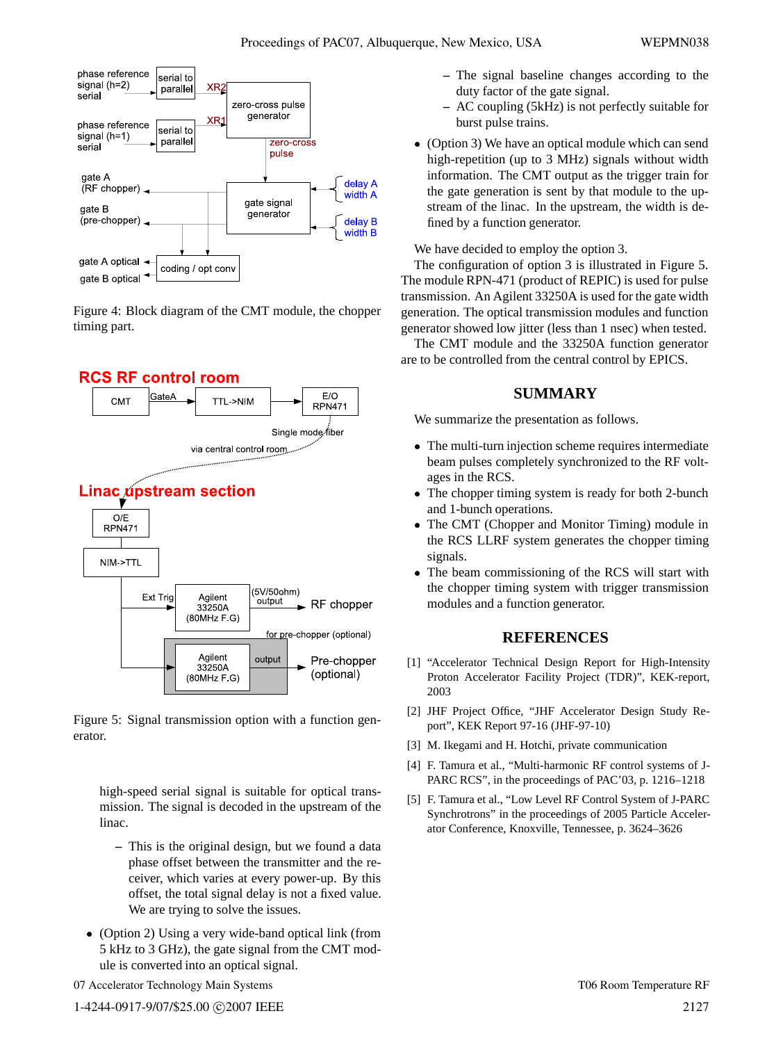phase reference signal (h=2) serial

serial to parallel

XR2

zero-cross pulse generator

phase reference signal (h=1) serial

serial to parallel

XR1

zero-cross pulse

gate A (RF chopper)

gate B (pre-chopper)

gate signal generator

delay A width A

delay B width B

gate A optical

gate B optical

coding / opt conv

Figure 4: Block diagram of the CMT module, the chopper timing part.

RCS RF control room

CMT

GateA

TTL->NIM

E/O RPN471

Single mode fiber

via central control room

Linac upstream section

O/E RPN471

NIM->TTL

Ext Trig

Agilent 33250A (80MHz F.G)

(5V/50ohm) output

RF chopper

for pre-chopper (optional)

Agilent 33250A (80MHz F.G)

output

Pre-chopper (optional)

Figure 5: Signal transmission option with a function generator.

high-speed serial signal is suitable for optical transmission. The signal is decoded in the upstream of the linac.

- This is the original design, but we found a data phase offset between the transmitter and the receiver, which varies at every power-up. By this offset, the total signal delay is not a fixed value. We are trying to solve the issues.

- (Option 2) Using a very wide-band optical link (from 5 kHz to 3 GHz), the gate signal from the CMT module is converted into an optical signal.
  - The signal baseline changes according to the duty factor of the gate signal.
  - AC coupling (5kHz) is not perfectly suitable for burst pulse trains.
- (Option 3) We have an optical module which can send high-repetition (up to 3 MHz) signals without width information. The CMT output as the trigger train for the gate generation is sent by that module to the upstream of the linac. In the upstream, the width is defined by a function generator.

We have decided to employ the option 3.

The configuration of option 3 is illustrated in Figure 5. The module RPN-471 (product of REPIC) is used for pulse transmission. An Agilent 33250A is used for the gate width generation. The optical transmission modules and function generator showed low jitter (less than 1 nsec) when tested.

The CMT module and the 33250A function generator are to be controlled from the central control by EPICS.

## SUMMARY

We summarize the presentation as follows.

- The multi-turn injection scheme requires intermediate beam pulses completely synchronized to the RF voltages in the RCS.
- The chopper timing system is ready for both 2-bunch and 1-bunch operations.
- The CMT (Chopper and Monitor Timing) module in the RCS LLRF system generates the chopper timing signals.
- The beam commissioning of the RCS will start with the chopper timing system with trigger transmission modules and a function generator.

## REFERENCES

[1] "Accelerator Technical Design Report for High-Intensity Proton Accelerator Facility Project (TDR)", KEK-report, 2003

[2] JHF Project Office, "JHF Accelerator Design Study Report", KEK Report 97-16 (JHF-97-10)

[3] M. Ikegami and H. Hotchi, private communication

[4] F. Tamura et al., "Multi-harmonic RF control systems of J-PARC RCS", in the proceedings of PAC'03, p. 1216–1218

[5] F. Tamura et al., "Low Level RF Control System of J-PARC Synchrotrons" in the proceedings of 2005 Particle Accelerator Conference, Knoxville, Tennessee, p. 3624–3626